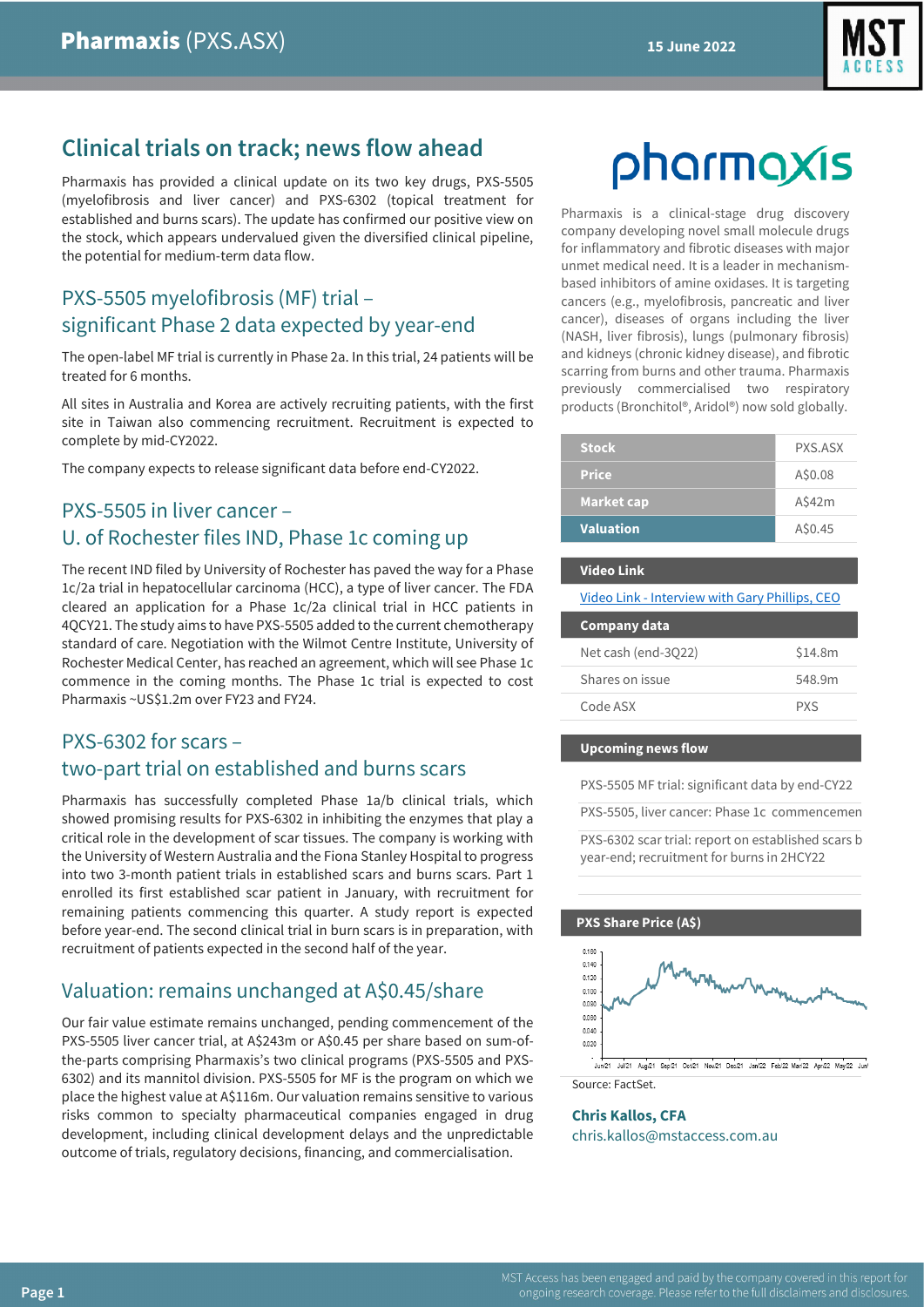# Pharmaxis (PXS.ASX)

15 June 2022

## Clinical trials on track; news flow ahead

Pharmaxis has provided a clinical update on its two key drugs, PXS-5505 (myelofibrosis and liver cancer) and PXS-6302 (topical treatment for established and burns scars). The update has confirmed our positive view on the stock, which appears undervalued given the diversified clinical pipeline, the potential for medium-term data flow.

### PXS-5505 myelofibrosis (MF) trial – significant Phase 2 data expected by year-end

The open-label MF trial is currently in Phase 2a. In this trial, 24 patients will be treated for 6 months.

All sites in Australia and Korea are actively recruiting patients, with the first site in Taiwan also commencing recruitment. Recruitment is expected to complete by mid-CY2022.

The company expects to release significant data before end-CY2022.

### PXS-5505 in liver cancer – U. of Rochester files IND, Phase 1c coming up

The recent IND filed by University of Rochester has paved the way for a Phase 1c/2a trial in hepatocellular carcinoma (HCC), a type of liver cancer. The FDA cleared an application for a Phase 1c/2a clinical trial in HCC patients in 4QCY21. The study aims to have PXS-5505 added to the current chemotherapy standard of care. Negotiation with the Wilmot Centre Institute, University of Rochester Medical Center, has reached an agreement, which will see Phase 1c commence in the coming months. The Phase 1c trial is expected to cost Pharmaxis ~US$1.2m over FY23 and FY24.

### PXS-6302 for scars – two-part trial on established and burns scars

Pharmaxis has successfully completed Phase 1a/b clinical trials, which showed promising results for PXS-6302 in inhibiting the enzymes that play a critical role in the development of scar tissues. The company is working with the University of Western Australia and the Fiona Stanley Hospital to progress into two 3-month patient trials in established scars and burns scars. Part 1 enrolled its first established scar patient in January, with recruitment for remaining patients commencing this quarter. A study report is expected before year-end. The second clinical trial in burn scars is in preparation, with recruitment of patients expected in the second half of the year.

### Valuation: remains unchanged at A$0.45/share

Our fair value estimate remains unchanged, pending commencement of the PXS-5505 liver cancer trial, at A$243m or A$0.45 per share based on sum-of-the-parts comprising Pharmaxis's two clinical programs (PXS-5505 and PXS-6302) and its mannitol division. PXS-5505 for MF is the program on which we place the highest value at A$116m. Our valuation remains sensitive to various risks common to specialty pharmaceutical companies engaged in drug development, including clinical development delays and the unpredictable outcome of trials, regulatory decisions, financing, and commercialisation.

---

Pharmaxis is a clinical-stage drug discovery company developing novel small molecule drugs for inflammatory and fibrotic diseases with major unmet medical need. It is a leader in mechanism-based inhibitors of amine oxidases. It is targeting cancers (e.g., myelofibrosis, pancreatic and liver cancer), diseases of organs including the liver (NASH, liver fibrosis), lungs (pulmonary fibrosis) and kidneys (chronic kidney disease), and fibrotic scarring from burns and other trauma. Pharmaxis previously commercialised two respiratory products (Bronchitol®, Aridol®) now sold globally.

| Stock | PXS.ASX |
|---|---|
| Price | A$0.08 |
| Market cap | A$42m |
| Valuation | A$0.45 |

**Video Link**

Video Link - Interview with Gary Phillips, CEO

| Company data | |
|---|---|
| Net cash (end-3Q22) | $14.8m |
| Shares on issue | 548.9m |
| Code ASX | PXS |

**Upcoming news flow**

- PXS-5505 MF trial: significant data by end-CY22
- PXS-5505, liver cancer: Phase 1c commencemen
- PXS-6302 scar trial: report on established scars b year-end; recruitment for burns in 2HCY22

**PXS Share Price (A$)**

Source: FactSet.

**Chris Kallos, CFA**
chris.kallos@mstaccess.com.au

MST Access has been engaged and paid by the company covered in this report for ongoing research coverage. Please refer to the full disclaimers and disclosures.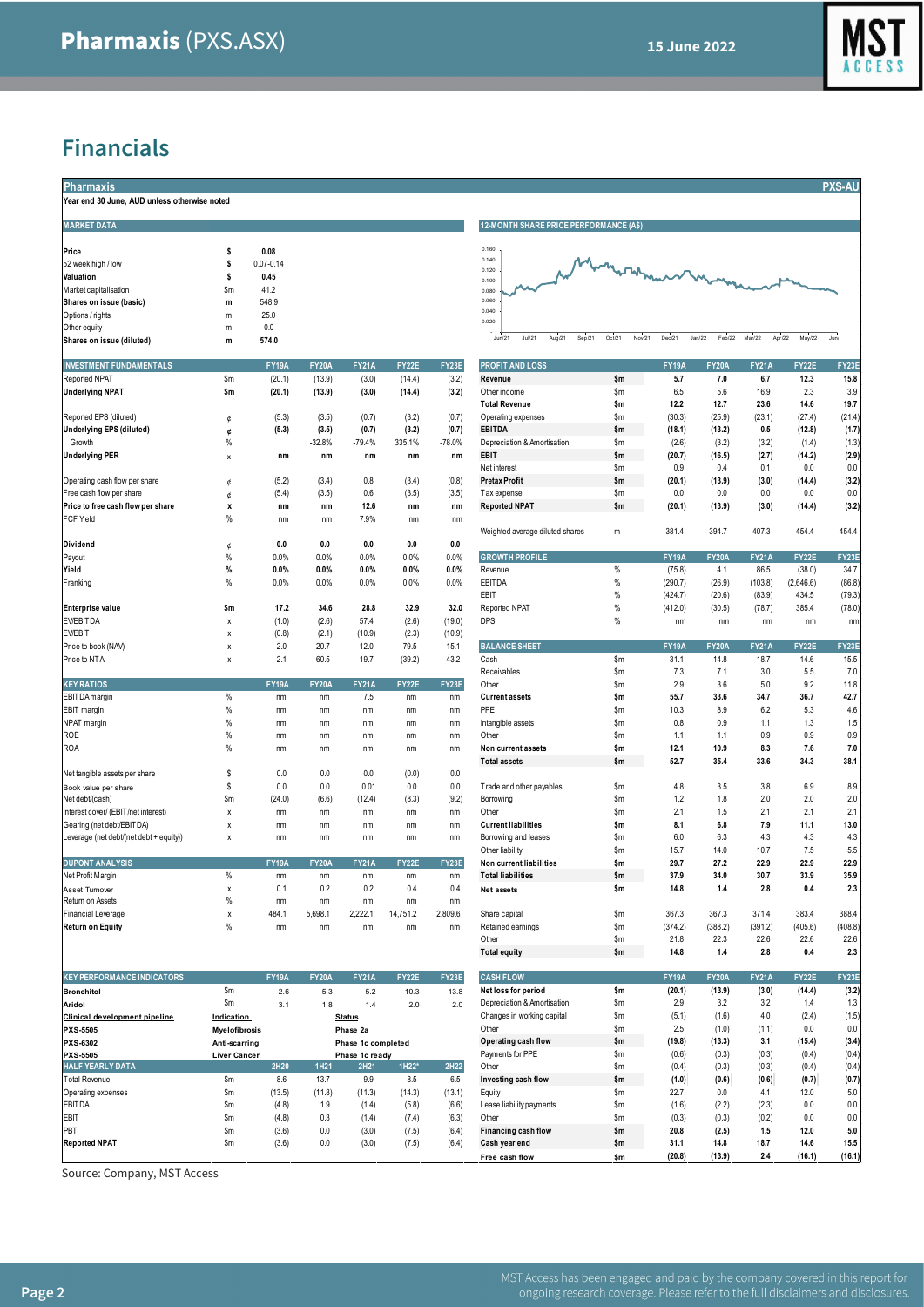# Financials

**Pharmaxis** | **PXS-AU**

Year end 30 June, AUD unless otherwise noted

### MARKET DATA

| | | |
|---|---|---|
| **Price** | $ | 0.08 |
| 52 week high / low | $ | 0.07-0.14 |
| **Valuation** | $ | 0.45 |
| Market capitalisation | $m | 41.2 |
| **Shares on issue (basic)** | m | 548.9 |
| Options / rights | m | 25.0 |
| Other equity | m | 0.0 |
| **Shares on issue (diluted)** | m | 574.0 |

### 12-MONTH SHARE PRICE PERFORMANCE (A$)

### INVESTMENT FUNDAMENTALS

| INVESTMENT FUNDAMENTALS | | FY19A | FY20A | FY21A | FY22E | FY23E |
|---|---|---|---|---|---|---|
| Reported NPAT | $m | (20.1) | (13.9) | (3.0) | (14.4) | (3.2) |
| **Underlying NPAT** | $m | (20.1) | (13.9) | (3.0) | (14.4) | (3.2) |
| Reported EPS (diluted) | ¢ | (5.3) | (3.5) | (0.7) | (3.2) | (0.7) |
| **Underlying EPS (diluted)** | ¢ | (5.3) | (3.5) | (0.7) | (3.2) | (0.7) |
| Growth | % | | -32.8% | -79.4% | 335.1% | -78.0% |
| **Underlying PER** | x | nm | nm | nm | nm | nm |
| Operating cash flow per share | ¢ | (5.2) | (3.4) | 0.8 | (3.4) | (0.8) |
| Free cash flow per share | ¢ | (5.4) | (3.5) | 0.6 | (3.5) | (3.5) |
| **Price to free cash flow per share** | x | nm | nm | 12.6 | nm | nm |
| FCF Yield | % | nm | nm | 7.9% | nm | nm |
| **Dividend** | ¢ | 0.0 | 0.0 | 0.0 | 0.0 | 0.0 |
| Payout | % | 0.0% | 0.0% | 0.0% | 0.0% | 0.0% |
| **Yield** | % | 0.0% | 0.0% | 0.0% | 0.0% | 0.0% |
| Franking | % | 0.0% | 0.0% | 0.0% | 0.0% | 0.0% |
| **Enterprise value** | $m | 17.2 | 34.6 | 28.8 | 32.9 | 32.0 |
| EV/EBITDA | x | (1.0) | (2.6) | 57.4 | (2.6) | (19.0) |
| EV/EBIT | x | (0.8) | (2.1) | (10.9) | (2.3) | (10.9) |
| Price to book (NAV) | x | 2.0 | 20.7 | 12.0 | 79.5 | 15.1 |
| Price to NTA | x | 2.1 | 60.5 | 19.7 | (39.2) | 43.2 |

### KEY RATIOS

| KEY RATIOS | | FY19A | FY20A | FY21A | FY22E | FY23E |
|---|---|---|---|---|---|---|
| EBITDA margin | % | nm | nm | 7.5 | nm | nm |
| EBIT margin | % | nm | nm | nm | nm | nm |
| NPAT margin | % | nm | nm | nm | nm | nm |
| ROE | % | nm | nm | nm | nm | nm |
| ROA | % | nm | nm | nm | nm | nm |
| Net tangible assets per share | $ | 0.0 | 0.0 | 0.0 | (0.0) | 0.0 |
| Book value per share | $ | 0.0 | 0.0 | 0.01 | 0.0 | 0.0 |
| Net debt/(cash) | $m | (24.0) | (6.6) | (12.4) | (8.3) | (9.2) |
| Interest cover/ (EBIT /net interest) | x | nm | nm | nm | nm | nm |
| Gearing (net debt/EBITDA) | x | nm | nm | nm | nm | nm |
| Leverage (net debt/(net debt + equity)) | x | nm | nm | nm | nm | nm |

### DUPONT ANALYSIS

| DUPONT ANALYSIS | | FY19A | FY20A | FY21A | FY22E | FY23E |
|---|---|---|---|---|---|---|
| Net Profit Margin | % | nm | nm | nm | nm | nm |
| Asset Turnover | x | 0.1 | 0.2 | 0.2 | 0.4 | 0.4 |
| Return on Assets | % | nm | nm | nm | nm | nm |
| Financial Leverage | x | 484.1 | 5,698.1 | 2,222.1 | 14,751.2 | 2,809.6 |
| **Return on Equity** | % | nm | nm | nm | nm | nm |

### KEY PERFORMANCE INDICATORS

| KEY PERFORMANCE INDICATORS | | FY19A | FY20A | FY21A | FY22E | FY23E |
|---|---|---|---|---|---|---|
| **Bronchitol** | $m | 2.6 | 5.3 | 5.2 | 10.3 | 13.8 |
| **Aridol** | $m | 3.1 | 1.8 | 1.4 | 2.0 | 2.0 |

| **Clinical development pipeline** | **Indication** | **Status** |
|---|---|---|
| **PXS-5505** | **Myelofibrosis** | **Phase 2a** |
| **PXS-6302** | **Anti-scarring** | **Phase 1c completed** |
| **PXS-5505** | **Liver Cancer** | **Phase 1c ready** |

### HALF YEARLY DATA

| HALF YEARLY DATA | | 2H20 | 1H21 | 2H21 | 1H22* | 2H22 |
|---|---|---|---|---|---|---|
| Total Revenue | $m | 8.6 | 13.7 | 9.9 | 8.5 | 6.5 |
| Operating expenses | $m | (13.5) | (11.8) | (11.3) | (14.3) | (13.1) |
| EBITDA | $m | (4.8) | 1.9 | (1.4) | (5.8) | (6.6) |
| EBIT | $m | (4.8) | 0.3 | (1.4) | (7.4) | (6.3) |
| PBT | $m | (3.6) | 0.0 | (3.0) | (7.5) | (6.4) |
| **Reported NPAT** | $m | (3.6) | 0.0 | (3.0) | (7.5) | (6.4) |

### PROFIT AND LOSS

| PROFIT AND LOSS | | FY19A | FY20A | FY21A | FY22E | FY23E |
|---|---|---|---|---|---|---|
| **Revenue** | $m | 5.7 | 7.0 | 6.7 | 12.3 | 15.8 |
| Other income | $m | 6.5 | 5.6 | 16.9 | 2.3 | 3.9 |
| **Total Revenue** | $m | 12.2 | 12.7 | 23.6 | 14.6 | 19.7 |
| Operating expenses | $m | (30.3) | (25.9) | (23.1) | (27.4) | (21.4) |
| **EBITDA** | $m | (18.1) | (13.2) | 0.5 | (12.8) | (1.7) |
| Depreciation & Amortisation | $m | (2.6) | (3.2) | (3.2) | (1.4) | (1.3) |
| **EBIT** | $m | (20.7) | (16.5) | (2.7) | (14.2) | (2.9) |
| Net interest | $m | 0.9 | 0.4 | 0.1 | 0.0 | 0.0 |
| **Pretax Profit** | $m | (20.1) | (13.9) | (3.0) | (14.4) | (3.2) |
| Tax expense | $m | 0.0 | 0.0 | 0.0 | 0.0 | 0.0 |
| **Reported NPAT** | $m | (20.1) | (13.9) | (3.0) | (14.4) | (3.2) |
| Weighted average diluted shares | m | 381.4 | 394.7 | 407.3 | 454.4 | 454.4 |

### GROWTH PROFILE

| GROWTH PROFILE | | FY19A | FY20A | FY21A | FY22E | FY23E |
|---|---|---|---|---|---|---|
| Revenue | % | (75.8) | 4.1 | 86.5 | (38.0) | 34.7 |
| EBITDA | % | (290.7) | (26.9) | (103.8) | (2,646.6) | (86.8) |
| EBIT | % | (424.7) | (20.6) | (83.9) | 434.5 | (79.3) |
| Reported NPAT | % | (412.0) | (30.5) | (78.7) | 385.4 | (78.0) |
| DPS | % | nm | nm | nm | nm | nm |

### BALANCE SHEET

| BALANCE SHEET | | FY19A | FY20A | FY21A | FY22E | FY23E |
|---|---|---|---|---|---|---|
| Cash | $m | 31.1 | 14.8 | 18.7 | 14.6 | 15.5 |
| Receivables | $m | 7.3 | 7.1 | 3.0 | 5.5 | 7.0 |
| Other | $m | 2.9 | 3.6 | 5.0 | 9.2 | 11.8 |
| **Current assets** | $m | 55.7 | 33.6 | 34.7 | 36.7 | 42.7 |
| PPE | $m | 10.3 | 8.9 | 6.2 | 5.3 | 4.6 |
| Intangible assets | $m | 0.8 | 0.9 | 1.1 | 1.3 | 1.5 |
| Other | $m | 1.1 | 1.1 | 0.9 | 0.9 | 0.9 |
| **Non current assets** | $m | 12.1 | 10.9 | 8.3 | 7.6 | 7.0 |
| **Total assets** | $m | 52.7 | 35.4 | 33.6 | 34.3 | 38.1 |
| Trade and other payables | $m | 4.8 | 3.5 | 3.8 | 6.9 | 8.9 |
| Borrowing | $m | 1.2 | 1.8 | 2.0 | 2.0 | 2.0 |
| Other | $m | 2.1 | 1.5 | 2.1 | 2.1 | 2.1 |
| **Current liabilities** | $m | 8.1 | 6.8 | 7.9 | 11.1 | 13.0 |
| Borrowing and leases | $m | 6.0 | 6.3 | 4.3 | 4.3 | 4.3 |
| Other liability | $m | 15.7 | 14.0 | 10.7 | 7.5 | 5.5 |
| **Non current liabilities** | $m | 29.7 | 27.2 | 22.9 | 22.9 | 22.9 |
| **Total liabilities** | $m | 37.9 | 34.0 | 30.7 | 33.9 | 35.9 |
| **Net assets** | $m | 14.8 | 1.4 | 2.8 | 0.4 | 2.3 |
| Share capital | $m | 367.3 | 367.3 | 371.4 | 383.4 | 388.4 |
| Retained earnings | $m | (374.2) | (388.2) | (391.2) | (405.6) | (408.8) |
| Other | $m | 21.8 | 22.3 | 22.6 | 22.6 | 22.6 |
| **Total equity** | $m | 14.8 | 1.4 | 2.8 | 0.4 | 2.3 |

### CASH FLOW

| CASH FLOW | | FY19A | FY20A | FY21A | FY22E | FY23E |
|---|---|---|---|---|---|---|
| **Net loss for period** | $m | (20.1) | (13.9) | (3.0) | (14.4) | (3.2) |
| Depreciation & Amortisation | $m | 2.9 | 3.2 | 3.2 | 1.4 | 1.3 |
| Changes in working capital | $m | (5.1) | (1.6) | 4.0 | (2.4) | (1.5) |
| Other | $m | 2.5 | (1.0) | (1.1) | 0.0 | 0.0 |
| **Operating cash flow** | $m | (19.8) | (13.3) | 3.1 | (15.4) | (3.4) |
| Payments for PPE | $m | (0.6) | (0.3) | (0.3) | (0.4) | (0.4) |
| Other | $m | (0.4) | (0.3) | (0.3) | (0.4) | (0.4) |
| **Investing cash flow** | $m | (1.0) | (0.6) | (0.6) | (0.7) | (0.7) |
| Equity | $m | 22.7 | 0.0 | 4.1 | 12.0 | 5.0 |
| Lease liability payments | $m | (1.6) | (2.2) | (2.3) | 0.0 | 0.0 |
| Other | $m | (0.3) | (0.3) | (0.2) | 0.0 | 0.0 |
| **Financing cash flow** | $m | 20.8 | (2.5) | 1.5 | 12.0 | 5.0 |
| **Cash year end** | $m | 31.1 | 14.8 | 18.7 | 14.6 | 15.5 |
| **Free cash flow** | $m | (20.8) | (13.9) | 2.4 | (16.1) | (16.1) |

Source: Company, MST Access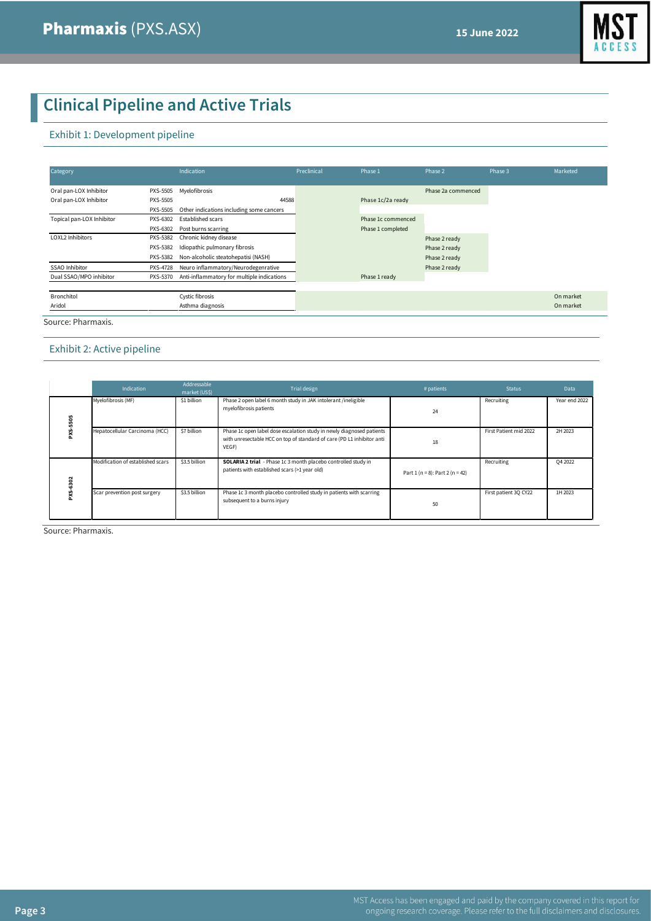## Clinical Pipeline and Active Trials

### Exhibit 1: Development pipeline

| Category | | Indication | Preclinical | Phase 1 | Phase 2 | Phase 3 | Marketed |
|---|---|---|---|---|---|---|---|
| Oral pan-LOX Inhibitor | PXS-5505 | Myelofibrosis | | | Phase 2a commenced | | |
| Oral pan-LOX Inhibitor | PXS-5505 | 44588 | | Phase 1c/2a ready | | | |
| | PXS-5505 | Other indications including some cancers | | | | | |
| Topical pan-LOX Inhibitor | PXS-6302 | Established scars | | Phase 1c commenced | | | |
| | PXS-6302 | Post burns scarring | | Phase 1 completed | | | |
| LOXL2 Inhibitors | PXS-5382 | Chronic kidney disease | | | Phase 2 ready | | |
| | PXS-5382 | Idiopathic pulmonary fibrosis | | | Phase 2 ready | | |
| | PXS-5382 | Non-alcoholic steatohepatisi (NASH) | | | Phase 2 ready | | |
| SSAO Inhibitor | PXS-4728 | Neuro inflammatory/Neurodegenerative | | | Phase 2 ready | | |
| Dual SSAO/MPO inhibitor | PXS-5370 | Anti-inflammatory for multiple indications | | Phase 1 ready | | | |
| Bronchitol | | Cystic fibrosis | | | | | On market |
| Aridol | | Asthma diagnosis | | | | | On market |

Source: Pharmaxis.

### Exhibit 2: Active pipeline

| | Indication | Addressable market (US$) | Trial design | # patients | Status | Data |
|---|---|---|---|---|---|---|
| PXS-5505 | Myelofibrosis (MF) | $1 billion | Phase 2 open label 6 month study in JAK intolerant /ineligible myelofibrosis patients | 24 | Recruiting | Year end 2022 |
| PXS-5505 | Hepatocellular Carcinoma (HCC) | $7 billion | Phase 1c open label dose escalation study in newly diagnosed patients with unresectable HCC on top of standard of care (PD L1 inhibitor anti VEGF) | 18 | First Patient mid 2022 | 2H 2023 |
| PXS-6302 | Modification of established scars | $3.5 billion | **SOLARIA 2 trial** - Phase 1c 3 month placebo controlled study in patients with established scars (>1 year old) | Part 1 (n = 8): Part 2 (n = 42) | Recruiting | Q4 2022 |
| PXS-6302 | Scar prevention post surgery | $3.5 billion | Phase 1c 3 month placebo controlled study in patients with scarring subsequent to a burns injury | 50 | First patient 3Q CY22 | 1H 2023 |

Source: Pharmaxis.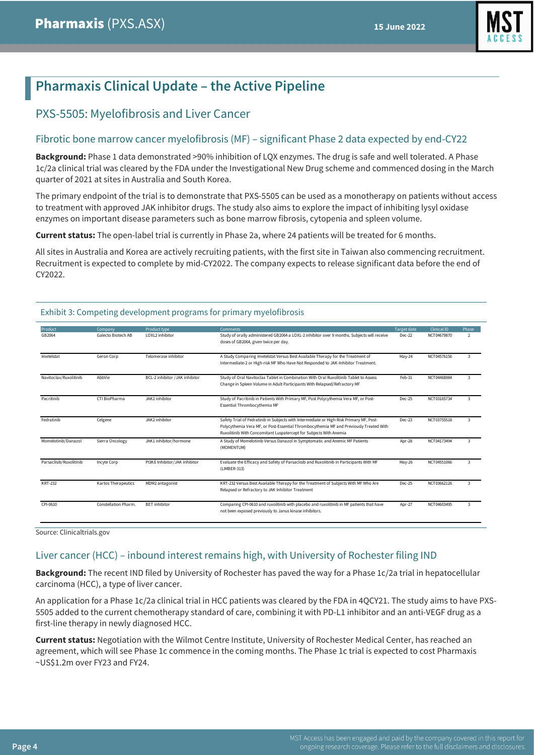## Pharmaxis Clinical Update – the Active Pipeline

### PXS-5505: Myelofibrosis and Liver Cancer

#### Fibrotic bone marrow cancer myelofibrosis (MF) – significant Phase 2 data expected by end-CY22

**Background:** Phase 1 data demonstrated >90% inhibition of LQX enzymes. The drug is safe and well tolerated. A Phase 1c/2a clinical trial was cleared by the FDA under the Investigational New Drug scheme and commenced dosing in the March quarter of 2021 at sites in Australia and South Korea.

The primary endpoint of the trial is to demonstrate that PXS-5505 can be used as a monotherapy on patients without access to treatment with approved JAK inhibitor drugs. The study also aims to explore the impact of inhibiting lysyl oxidase enzymes on important disease parameters such as bone marrow fibrosis, cytopenia and spleen volume.

**Current status:** The open-label trial is currently in Phase 2a, where 24 patients will be treated for 6 months.

All sites in Australia and Korea are actively recruiting patients, with the first site in Taiwan also commencing recruitment. Recruitment is expected to complete by mid-CY2022. The company expects to release significant data before the end of CY2022.

Exhibit 3: Competing development programs for primary myelofibrosis

| Product | Company | Product type | Comments | Target date | Clinical ID | Phase |
|---|---|---|---|---|---|---|
| GB2064 | Galecto Biotech AB | LOXL2 inhibitor | Study of orally administered GB2064 a LOXL-2 inhibitor over 9 months. Subjects will receive doses of GB2064, given twice per day. | Dec-22 | NCT04679870 | 2 |
| Imetelstat | Geron Corp | Telomerase inhibitor | A Study Comparing Imetelstat Versus Best Available Therapy for the Treatment of Intermediate-2 or High-risk MF Who Have Not Responded to JAK-Inhibitor Treatment. | May-24 | NCT04576156 | 3 |
| Navitoclax/Ruxolitinib | AbbVie | BCL-2 inhibitor / JAK inhibitor | Study of Oral Navitoclax Tablet in Combination With Oral Ruxolitinib Tablet to Assess Change in Spleen Volume in Adult Participants With Relapsed/Refractory MF | Feb-31 | NCT04468984 | 3 |
| Pacritinib | CTI BioPharma | JAK2 inhibitor | Study of Pacritinib in Patients With Primary MF, Post Polycythemia Vera MF, or Post-Essential Thrombocythemia MF | Dec-25 | NCT03165734 | 3 |
| Fedratinib | Celgene | JAK2 inhibitor | Safety Trial of Fedratinib in Subjects with Intermediate or High-Risk Primary MF, Post-Polycythemia Vera MF, or Post-Essential Thrombocythemia MF and Previously Treated With Ruxolitinib With Concomitant Luspatercept for Subjects With Anemia | Dec-23 | NCT03755518 | 3 |
| Momelotinib/Danazol | Sierra Oncology | JAK1 inhibitor/hormone | A Study of Momelotinib Versus Danazol in Symptomatic and Anemic MF Patients (MOMENTUM) | Apr-28 | NCT04173494 | 3 |
| Parsaclisib/Ruxolitinib | Incyte Corp | PI3Kδ Inhibitor/JAK inhibitor | Evaluate the Efficacy and Safety of Parsaclisib and Ruxolitinib in Participants With MF (LIMBER-313) | May-26 | NCT04551066 | 3 |
| KRT-232 | Kartos Therapeutics | MDM2 antagonist | KRT-232 Versus Best Available Therapy for the Treatment of Subjects With MF Who Are Relapsed or Refractory to JAK Inhibitor Treatment | Dec-25 | NCT03662126 | 3 |
| CPI-0610 | Constellation Pharm. | BET inhibitor | Comparing CPI-0610 and ruxolitinib with placebo and ruxolitinib in MF patients that have not been exposed previously to Janus kinase inhibitors. | Apr-27 | NCT04603495 | 3 |

Source: Clinicaltrials.gov

#### Liver cancer (HCC) – inbound interest remains high, with University of Rochester filing IND

**Background:** The recent IND filed by University of Rochester has paved the way for a Phase 1c/2a trial in hepatocellular carcinoma (HCC), a type of liver cancer.

An application for a Phase 1c/2a clinical trial in HCC patients was cleared by the FDA in 4QCY21. The study aims to have PXS-5505 added to the current chemotherapy standard of care, combining it with PD-L1 inhibitor and an anti-VEGF drug as a first-line therapy in newly diagnosed HCC.

**Current status:** Negotiation with the Wilmot Centre Institute, University of Rochester Medical Center, has reached an agreement, which will see Phase 1c commence in the coming months. The Phase 1c trial is expected to cost Pharmaxis ~US$1.2m over FY23 and FY24.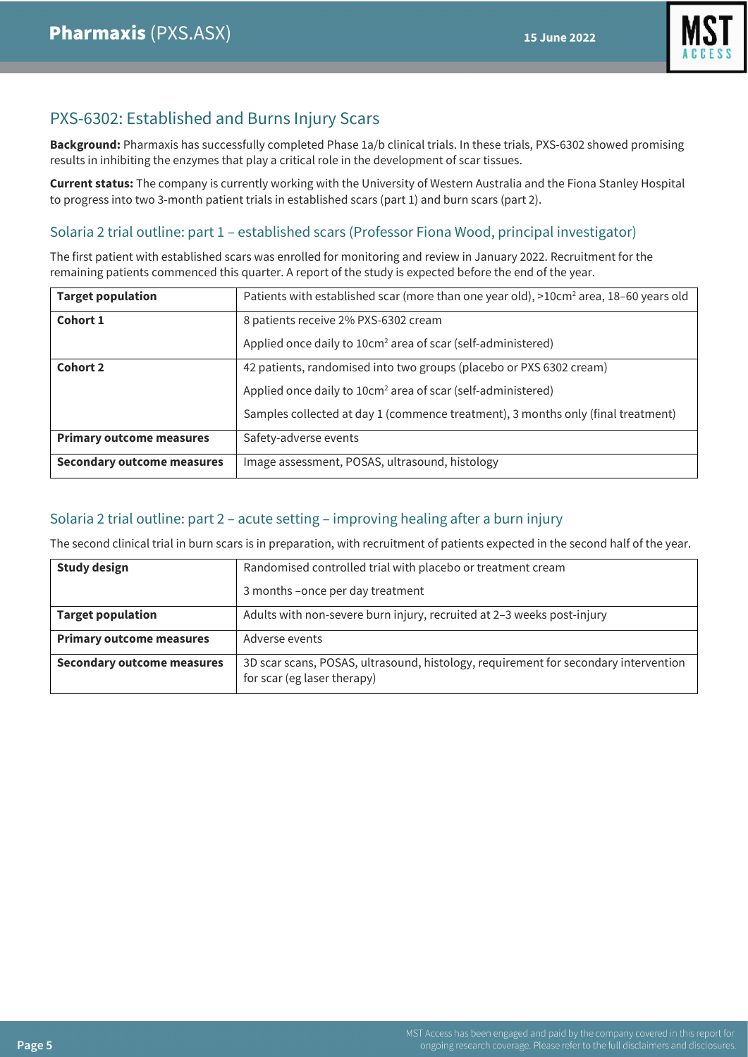## PXS-6302: Established and Burns Injury Scars

**Background:** Pharmaxis has successfully completed Phase 1a/b clinical trials. In these trials, PXS-6302 showed promising results in inhibiting the enzymes that play a critical role in the development of scar tissues.

**Current status:** The company is currently working with the University of Western Australia and the Fiona Stanley Hospital to progress into two 3-month patient trials in established scars (part 1) and burn scars (part 2).

### Solaria 2 trial outline: part 1 – established scars (Professor Fiona Wood, principal investigator)

The first patient with established scars was enrolled for monitoring and review in January 2022. Recruitment for the remaining patients commenced this quarter. A report of the study is expected before the end of the year.

| **Target population** | Patients with established scar (more than one year old), >10cm$^2$ area, 18–60 years old |
|---|---|
| **Cohort 1** | 8 patients receive 2% PXS-6302 cream<br>Applied once daily to 10cm$^2$ area of scar (self-administered) |
| **Cohort 2** | 42 patients, randomised into two groups (placebo or PXS 6302 cream)<br>Applied once daily to 10cm$^2$ area of scar (self-administered)<br>Samples collected at day 1 (commence treatment), 3 months only (final treatment) |
| **Primary outcome measures** | Safety-adverse events |
| **Secondary outcome measures** | Image assessment, POSAS, ultrasound, histology |

### Solaria 2 trial outline: part 2 – acute setting – improving healing after a burn injury

The second clinical trial in burn scars is in preparation, with recruitment of patients expected in the second half of the year.

| **Study design** | Randomised controlled trial with placebo or treatment cream<br>3 months –once per day treatment |
|---|---|
| **Target population** | Adults with non-severe burn injury, recruited at 2–3 weeks post-injury |
| **Primary outcome measures** | Adverse events |
| **Secondary outcome measures** | 3D scar scans, POSAS, ultrasound, histology, requirement for secondary intervention for scar (eg laser therapy) |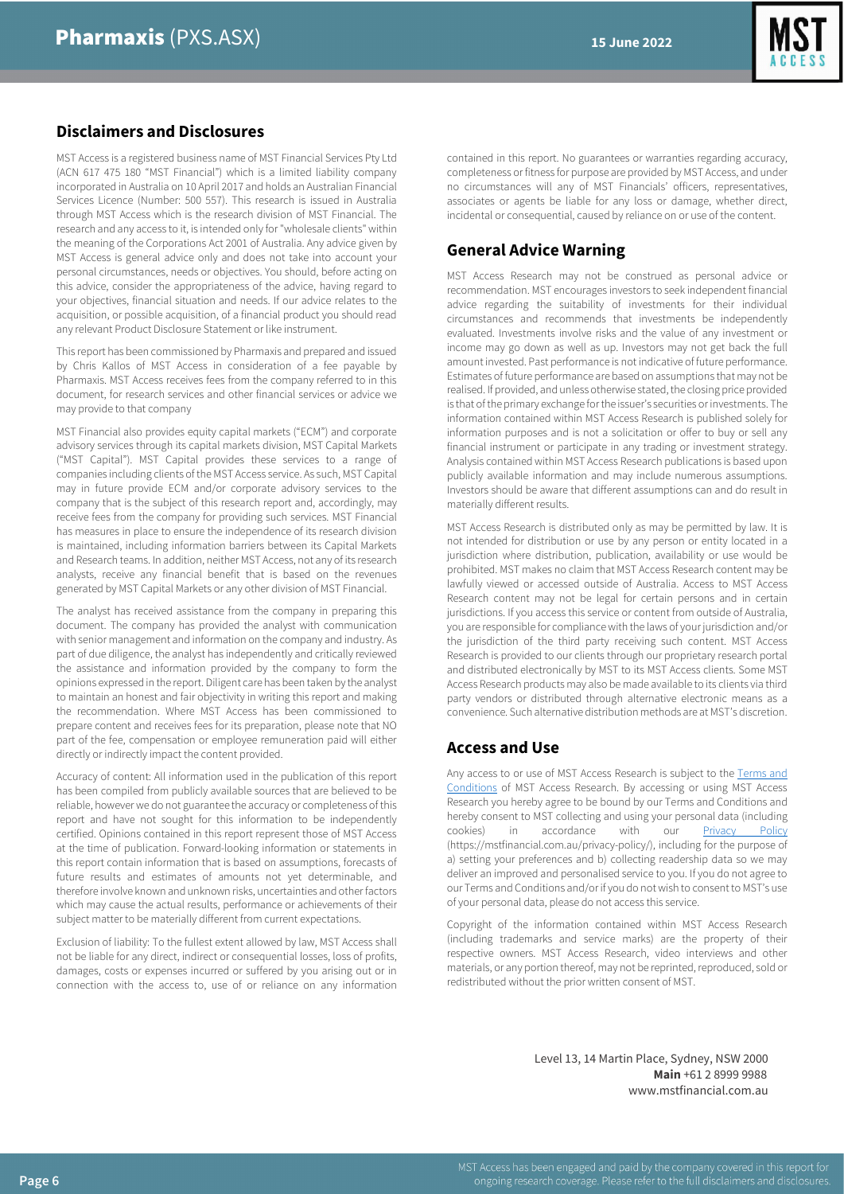## Disclaimers and Disclosures

MST Access is a registered business name of MST Financial Services Pty Ltd (ACN 617 475 180 "MST Financial") which is a limited liability company incorporated in Australia on 10 April 2017 and holds an Australian Financial Services Licence (Number: 500 557). This research is issued in Australia through MST Access which is the research division of MST Financial. The research and any access to it, is intended only for "wholesale clients" within the meaning of the Corporations Act 2001 of Australia. Any advice given by MST Access is general advice only and does not take into account your personal circumstances, needs or objectives. You should, before acting on this advice, consider the appropriateness of the advice, having regard to your objectives, financial situation and needs. If our advice relates to the acquisition, or possible acquisition, of a financial product you should read any relevant Product Disclosure Statement or like instrument.

This report has been commissioned by Pharmaxis and prepared and issued by Chris Kallos of MST Access in consideration of a fee payable by Pharmaxis. MST Access receives fees from the company referred to in this document, for research services and other financial services or advice we may provide to that company

MST Financial also provides equity capital markets ("ECM") and corporate advisory services through its capital markets division, MST Capital Markets ("MST Capital"). MST Capital provides these services to a range of companies including clients of the MST Access service. As such, MST Capital may in future provide ECM and/or corporate advisory services to the company that is the subject of this research report and, accordingly, may receive fees from the company for providing such services. MST Financial has measures in place to ensure the independence of its research division is maintained, including information barriers between its Capital Markets and Research teams. In addition, neither MST Access, not any of its research analysts, receive any financial benefit that is based on the revenues generated by MST Capital Markets or any other division of MST Financial.

The analyst has received assistance from the company in preparing this document. The company has provided the analyst with communication with senior management and information on the company and industry. As part of due diligence, the analyst has independently and critically reviewed the assistance and information provided by the company to form the opinions expressed in the report. Diligent care has been taken by the analyst to maintain an honest and fair objectivity in writing this report and making the recommendation. Where MST Access has been commissioned to prepare content and receives fees for its preparation, please note that NO part of the fee, compensation or employee remuneration paid will either directly or indirectly impact the content provided.

Accuracy of content: All information used in the publication of this report has been compiled from publicly available sources that are believed to be reliable, however we do not guarantee the accuracy or completeness of this report and have not sought for this information to be independently certified. Opinions contained in this report represent those of MST Access at the time of publication. Forward-looking information or statements in this report contain information that is based on assumptions, forecasts of future results and estimates of amounts not yet determinable, and therefore involve known and unknown risks, uncertainties and other factors which may cause the actual results, performance or achievements of their subject matter to be materially different from current expectations.

Exclusion of liability: To the fullest extent allowed by law, MST Access shall not be liable for any direct, indirect or consequential losses, loss of profits, damages, costs or expenses incurred or suffered by you arising out or in connection with the access to, use of or reliance on any information contained in this report. No guarantees or warranties regarding accuracy, completeness or fitness for purpose are provided by MST Access, and under no circumstances will any of MST Financials' officers, representatives, associates or agents be liable for any loss or damage, whether direct, incidental or consequential, caused by reliance on or use of the content.

## General Advice Warning

MST Access Research may not be construed as personal advice or recommendation. MST encourages investors to seek independent financial advice regarding the suitability of investments for their individual circumstances and recommends that investments be independently evaluated. Investments involve risks and the value of any investment or income may go down as well as up. Investors may not get back the full amount invested. Past performance is not indicative of future performance. Estimates of future performance are based on assumptions that may not be realised. If provided, and unless otherwise stated, the closing price provided is that of the primary exchange for the issuer's securities or investments. The information contained within MST Access Research is published solely for information purposes and is not a solicitation or offer to buy or sell any financial instrument or participate in any trading or investment strategy. Analysis contained within MST Access Research publications is based upon publicly available information and may include numerous assumptions. Investors should be aware that different assumptions can and do result in materially different results.

MST Access Research is distributed only as may be permitted by law. It is not intended for distribution or use by any person or entity located in a jurisdiction where distribution, publication, availability or use would be prohibited. MST makes no claim that MST Access Research content may be lawfully viewed or accessed outside of Australia. Access to MST Access Research content may not be legal for certain persons and in certain jurisdictions. If you access this service or content from outside of Australia, you are responsible for compliance with the laws of your jurisdiction and/or the jurisdiction of the third party receiving such content. MST Access Research is provided to our clients through our proprietary research portal and distributed electronically by MST to its MST Access clients. Some MST Access Research products may also be made available to its clients via third party vendors or distributed through alternative electronic means as a convenience. Such alternative distribution methods are at MST's discretion.

## Access and Use

Any access to or use of MST Access Research is subject to the Terms and Conditions of MST Access Research. By accessing or using MST Access Research you hereby agree to be bound by our Terms and Conditions and hereby consent to MST collecting and using your personal data (including cookies) in accordance with our Privacy Policy (https://mstfinancial.com.au/privacy-policy/), including for the purpose of a) setting your preferences and b) collecting readership data so we may deliver an improved and personalised service to you. If you do not agree to our Terms and Conditions and/or if you do not wish to consent to MST's use of your personal data, please do not access this service.

Copyright of the information contained within MST Access Research (including trademarks and service marks) are the property of their respective owners. MST Access Research, video interviews and other materials, or any portion thereof, may not be reprinted, reproduced, sold or redistributed without the prior written consent of MST.

Level 13, 14 Martin Place, Sydney, NSW 2000
**Main** +61 2 8999 9988
www.mstfinancial.com.au